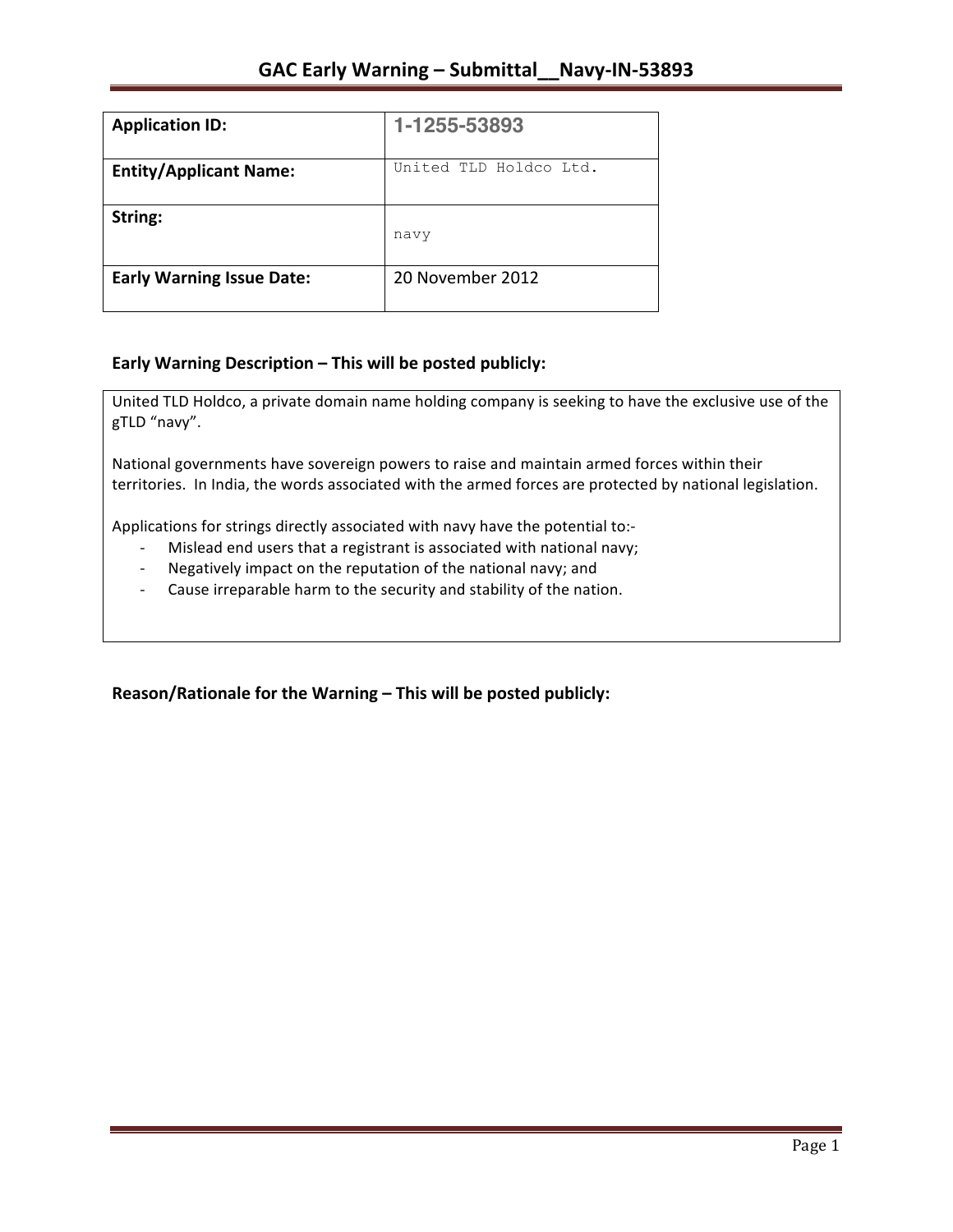# GAC Early Warning – Submittal__Navy-IN-53893

| **Application ID:** | 1-1255-53893 |
|---|---|
| **Entity/Applicant Name:** | United TLD Holdco Ltd. |
| **String:** | navy |
| **Early Warning Issue Date:** | 20 November 2012 |

## Early Warning Description – This will be posted publicly:

United TLD Holdco, a private domain name holding company is seeking to have the exclusive use of the gTLD "navy".

National governments have sovereign powers to raise and maintain armed forces within their territories. In India, the words associated with the armed forces are protected by national legislation.

Applications for strings directly associated with navy have the potential to:-

- Mislead end users that a registrant is associated with national navy;
- Negatively impact on the reputation of the national navy; and
- Cause irreparable harm to the security and stability of the nation.

## Reason/Rationale for the Warning – This will be posted publicly: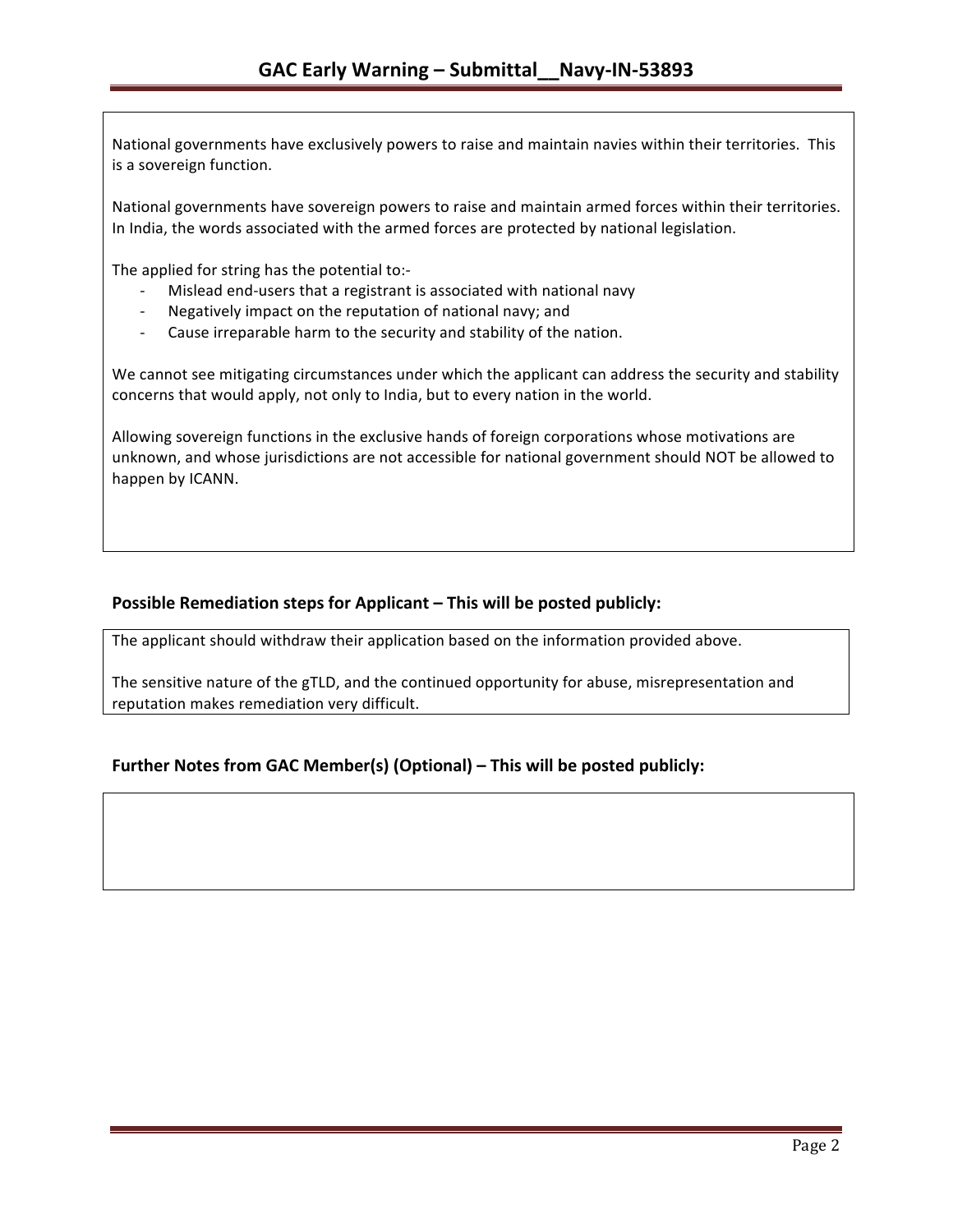National governments have exclusively powers to raise and maintain navies within their territories. This is a sovereign function.

National governments have sovereign powers to raise and maintain armed forces within their territories. In India, the words associated with the armed forces are protected by national legislation.

The applied for string has the potential to:-

- Mislead end-users that a registrant is associated with national navy
- Negatively impact on the reputation of national navy; and
- Cause irreparable harm to the security and stability of the nation.

We cannot see mitigating circumstances under which the applicant can address the security and stability concerns that would apply, not only to India, but to every nation in the world.

Allowing sovereign functions in the exclusive hands of foreign corporations whose motivations are unknown, and whose jurisdictions are not accessible for national government should NOT be allowed to happen by ICANN.

## Possible Remediation steps for Applicant – This will be posted publicly:

The applicant should withdraw their application based on the information provided above.

The sensitive nature of the gTLD, and the continued opportunity for abuse, misrepresentation and reputation makes remediation very difficult.

## Further Notes from GAC Member(s) (Optional) – This will be posted publicly: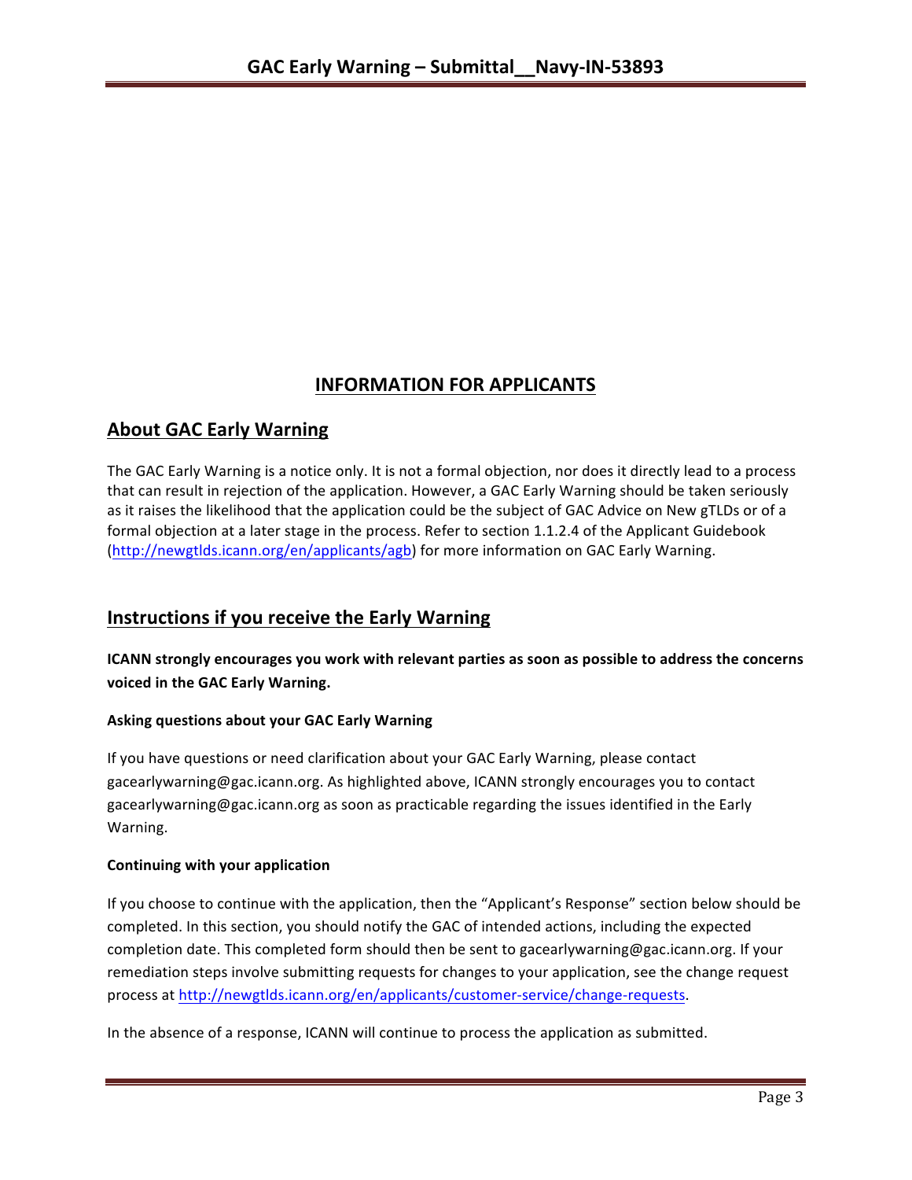# INFORMATION FOR APPLICANTS

## About GAC Early Warning

The GAC Early Warning is a notice only. It is not a formal objection, nor does it directly lead to a process that can result in rejection of the application. However, a GAC Early Warning should be taken seriously as it raises the likelihood that the application could be the subject of GAC Advice on New gTLDs or of a formal objection at a later stage in the process. Refer to section 1.1.2.4 of the Applicant Guidebook (http://newgtlds.icann.org/en/applicants/agb) for more information on GAC Early Warning.

## Instructions if you receive the Early Warning

**ICANN strongly encourages you work with relevant parties as soon as possible to address the concerns voiced in the GAC Early Warning.**

### Asking questions about your GAC Early Warning

If you have questions or need clarification about your GAC Early Warning, please contact gacearlywarning@gac.icann.org. As highlighted above, ICANN strongly encourages you to contact gacearlywarning@gac.icann.org as soon as practicable regarding the issues identified in the Early Warning.

### Continuing with your application

If you choose to continue with the application, then the "Applicant's Response" section below should be completed. In this section, you should notify the GAC of intended actions, including the expected completion date. This completed form should then be sent to gacearlywarning@gac.icann.org. If your remediation steps involve submitting requests for changes to your application, see the change request process at http://newgtlds.icann.org/en/applicants/customer-service/change-requests.

In the absence of a response, ICANN will continue to process the application as submitted.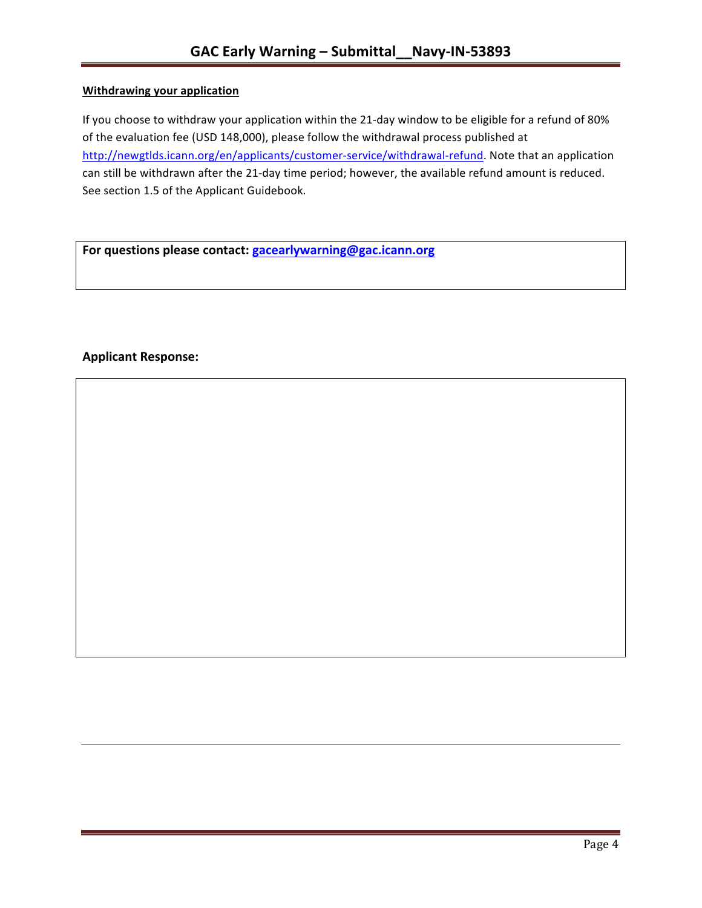**Withdrawing your application**

If you choose to withdraw your application within the 21-day window to be eligible for a refund of 80% of the evaluation fee (USD 148,000), please follow the withdrawal process published at http://newgtlds.icann.org/en/applicants/customer-service/withdrawal-refund. Note that an application can still be withdrawn after the 21-day time period; however, the available refund amount is reduced. See section 1.5 of the Applicant Guidebook.

**For questions please contact: gacearlywarning@gac.icann.org**

**Applicant Response:**